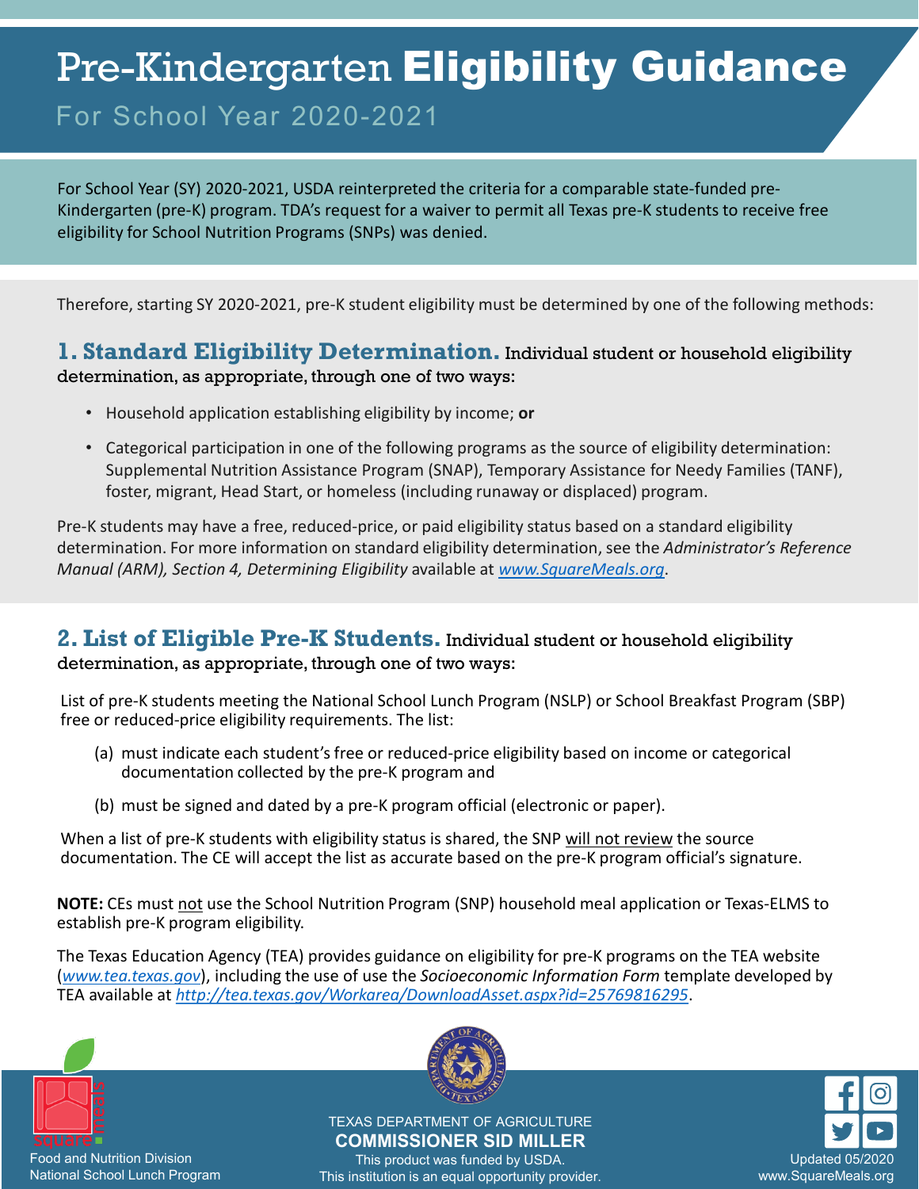# Pre-Kindergarten **Eligibility Guidance**

For School Year 2020-2021

For School Year (SY) 2020-2021, USDA reinterpreted the criteria for a comparable state-funded pre-Kindergarten (pre-K) program. TDA's request for a waiver to permit all Texas pre-K students to receive free eligibility for School Nutrition Programs (SNPs) was denied.

Therefore, starting SY 2020-2021, pre-K student eligibility must be determined by one of the following methods:

## 1. Standard Eligibility Determination.

Individual student or household eligibility determination, as appropriate, through one of two ways:

- Household application establishing eligibility by income; **or**
- Categorical participation in one of the following programs as the source of eligibility determination: Supplemental Nutrition Assistance Program (SNAP), Temporary Assistance for Needy Families (TANF), foster, migrant, Head Start, or homeless (including runaway or displaced) program.

Pre-K students may have a free, reduced-price, or paid eligibility status based on a standard eligibility determination. For more information on standard eligibility determination, see the *Administrator's Reference Manual (ARM), Section 4, Determining Eligibility* available at *www.SquareMeals.org*.

## 2. List of Eligible Pre-K Students.

Individual student or household eligibility determination, as appropriate, through one of two ways:

List of pre-K students meeting the National School Lunch Program (NSLP) or School Breakfast Program (SBP) free or reduced-price eligibility requirements. The list:

(a) must indicate each student's free or reduced-price eligibility based on income or categorical documentation collected by the pre-K program and

(b) must be signed and dated by a pre-K program official (electronic or paper).

When a list of pre-K students with eligibility status is shared, the SNP will not review the source documentation. The CE will accept the list as accurate based on the pre-K program official's signature.

**NOTE:** CEs must not use the School Nutrition Program (SNP) household meal application or Texas-ELMS to establish pre-K program eligibility.

The Texas Education Agency (TEA) provides guidance on eligibility for pre-K programs on the TEA website (*www.tea.texas.gov*), including the use of use the *Socioeconomic Information Form* template developed by TEA available at *http://tea.texas.gov/Workarea/DownloadAsset.aspx?id=25769816295*.

Food and Nutrition Division
National School Lunch Program

TEXAS DEPARTMENT OF AGRICULTURE
**COMMISSIONER SID MILLER**
This product was funded by USDA.
This institution is an equal opportunity provider.

Updated 05/2020
www.SquareMeals.org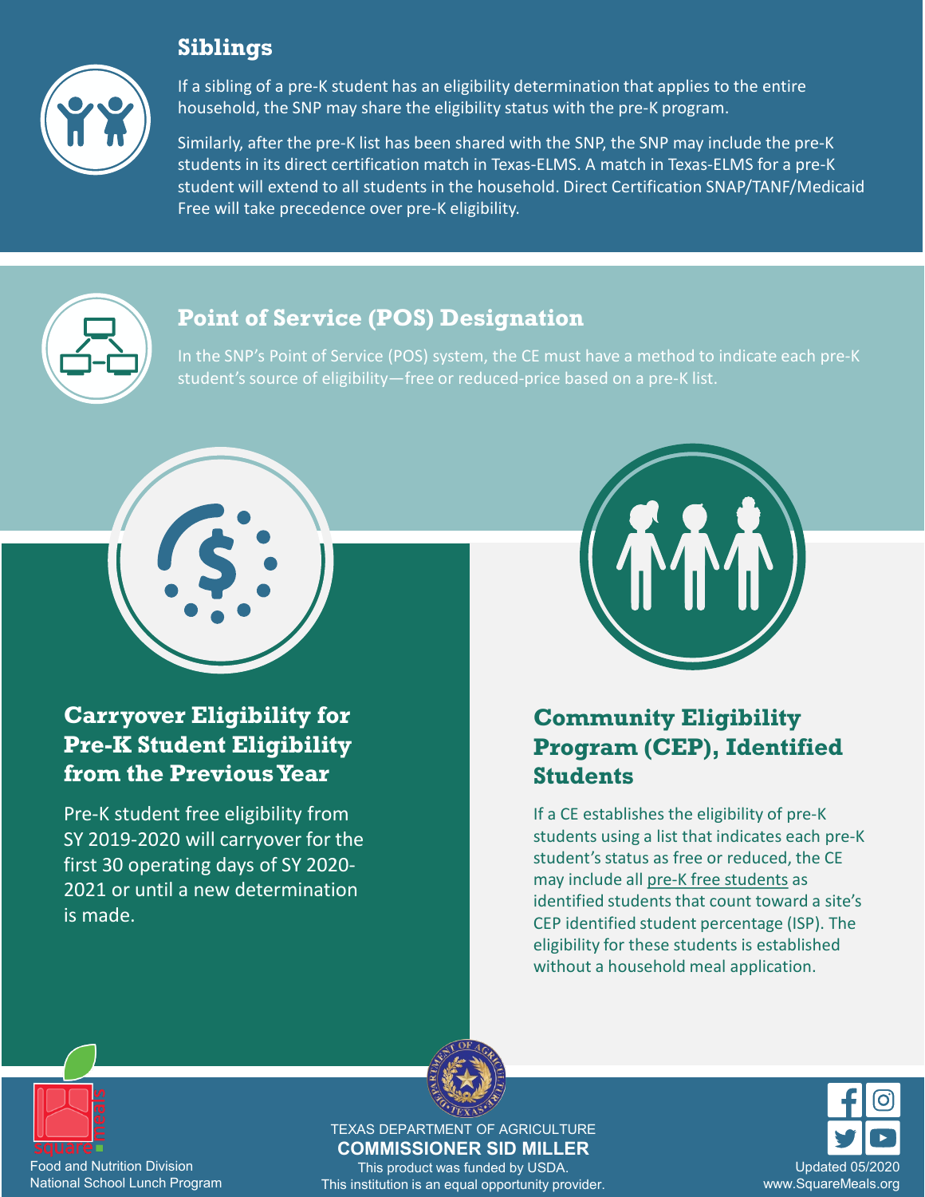## Siblings

If a sibling of a pre-K student has an eligibility determination that applies to the entire household, the SNP may share the eligibility status with the pre-K program.

Similarly, after the pre-K list has been shared with the SNP, the SNP may include the pre-K students in its direct certification match in Texas-ELMS. A match in Texas-ELMS for a pre-K student will extend to all students in the household. Direct Certification SNAP/TANF/Medicaid Free will take precedence over pre-K eligibility.

## Point of Service (POS) Designation

In the SNP's Point of Service (POS) system, the CE must have a method to indicate each pre-K student's source of eligibility—free or reduced-price based on a pre-K list.

## Carryover Eligibility for Pre-K Student Eligibility from the Previous Year

Pre-K student free eligibility from SY 2019-2020 will carryover for the first 30 operating days of SY 2020-2021 or until a new determination is made.

## Community Eligibility Program (CEP), Identified Students

If a CE establishes the eligibility of pre-K students using a list that indicates each pre-K student's status as free or reduced, the CE may include all pre-K free students as identified students that count toward a site's CEP identified student percentage (ISP). The eligibility for these students is established without a household meal application.

Food and Nutrition Division
National School Lunch Program

TEXAS DEPARTMENT OF AGRICULTURE
**COMMISSIONER SID MILLER**
This product was funded by USDA.
This institution is an equal opportunity provider.

Updated 05/2020
www.SquareMeals.org